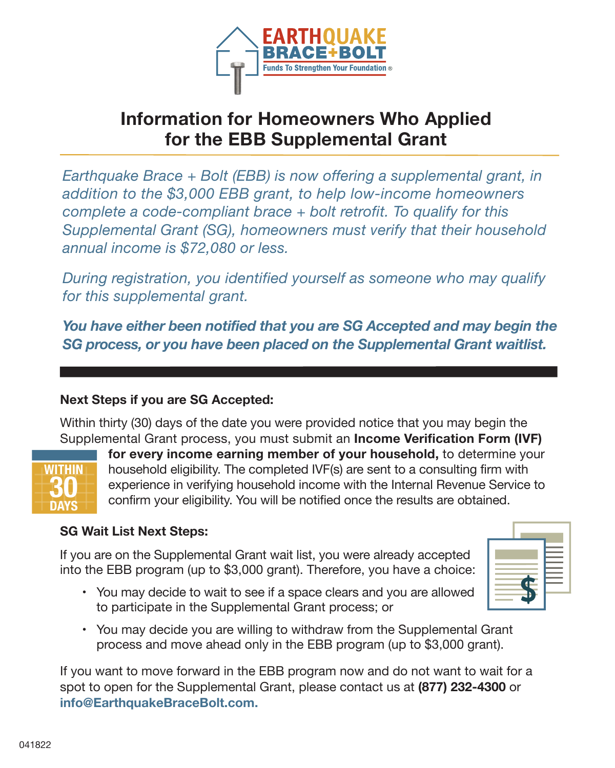EARTHQUAKE BRACE+BOLT

Funds To Strengthen Your Foundation®

# Information for Homeowners Who Applied for the EBB Supplemental Grant

*Earthquake Brace + Bolt (EBB) is now offering a supplemental grant, in addition to the $3,000 EBB grant, to help low-income homeowners complete a code-compliant brace + bolt retrofit. To qualify for this Supplemental Grant (SG), homeowners must verify that their household annual income is $72,080 or less.*

*During registration, you identified yourself as someone who may qualify for this supplemental grant.*

***You have either been notified that you are SG Accepted and may begin the SG process, or you have been placed on the Supplemental Grant waitlist.***

---

### Next Steps if you are SG Accepted:

WITHIN 30 DAYS

Within thirty (30) days of the date you were provided notice that you may begin the Supplemental Grant process, you must submit an **Income Verification Form (IVF) for every income earning member of your household,** to determine your household eligibility. The completed IVF(s) are sent to a consulting firm with experience in verifying household income with the Internal Revenue Service to confirm your eligibility. You will be notified once the results are obtained.

### SG Wait List Next Steps:

If you are on the Supplemental Grant wait list, you were already accepted into the EBB program (up to $3,000 grant). Therefore, you have a choice:

- You may decide to wait to see if a space clears and you are allowed to participate in the Supplemental Grant process; or
- You may decide you are willing to withdraw from the Supplemental Grant process and move ahead only in the EBB program (up to $3,000 grant).

If you want to move forward in the EBB program now and do not want to wait for a spot to open for the Supplemental Grant, please contact us at **(877) 232-4300** or **info@EarthquakeBraceBolt.com.**

041822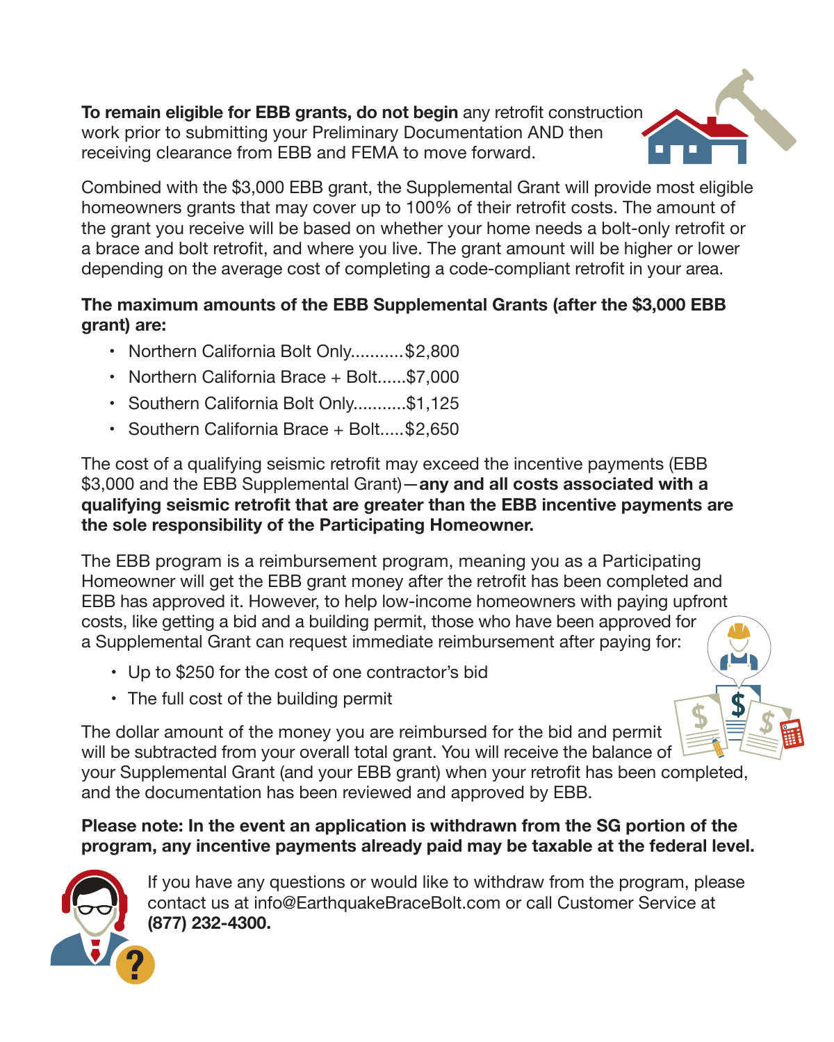**To remain eligible for EBB grants, do not begin** any retrofit construction work prior to submitting your Preliminary Documentation AND then receiving clearance from EBB and FEMA to move forward.

Combined with the $3,000 EBB grant, the Supplemental Grant will provide most eligible homeowners grants that may cover up to 100% of their retrofit costs. The amount of the grant you receive will be based on whether your home needs a bolt-only retrofit or a brace and bolt retrofit, and where you live. The grant amount will be higher or lower depending on the average cost of completing a code-compliant retrofit in your area.

**The maximum amounts of the EBB Supplemental Grants (after the $3,000 EBB grant) are:**

- Northern California Bolt Only...........$2,800
- Northern California Brace + Bolt......$7,000
- Southern California Bolt Only...........$1,125
- Southern California Brace + Bolt.....$2,650

The cost of a qualifying seismic retrofit may exceed the incentive payments (EBB $3,000 and the EBB Supplemental Grant)—**any and all costs associated with a qualifying seismic retrofit that are greater than the EBB incentive payments are the sole responsibility of the Participating Homeowner.**

The EBB program is a reimbursement program, meaning you as a Participating Homeowner will get the EBB grant money after the retrofit has been completed and EBB has approved it. However, to help low-income homeowners with paying upfront costs, like getting a bid and a building permit, those who have been approved for a Supplemental Grant can request immediate reimbursement after paying for:

- Up to $250 for the cost of one contractor's bid
- The full cost of the building permit

The dollar amount of the money you are reimbursed for the bid and permit will be subtracted from your overall total grant. You will receive the balance of your Supplemental Grant (and your EBB grant) when your retrofit has been completed, and the documentation has been reviewed and approved by EBB.

**Please note: In the event an application is withdrawn from the SG portion of the program, any incentive payments already paid may be taxable at the federal level.**

If you have any questions or would like to withdraw from the program, please contact us at info@EarthquakeBraceBolt.com or call Customer Service at **(877) 232-4300.**